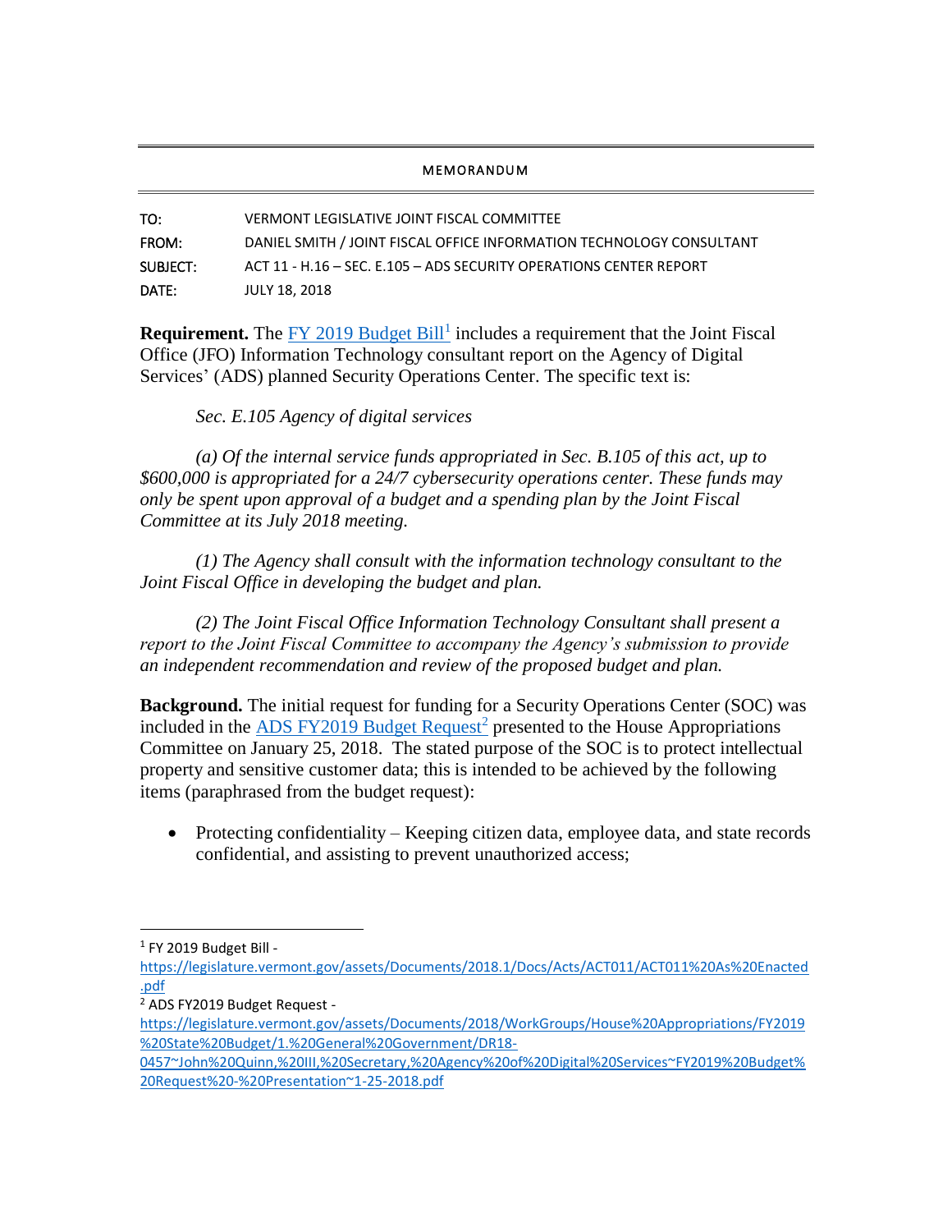MEMORANDUM

| | |
|---|---|
| TO: | VERMONT LEGISLATIVE JOINT FISCAL COMMITTEE |
| FROM: | DANIEL SMITH / JOINT FISCAL OFFICE INFORMATION TECHNOLOGY CONSULTANT |
| SUBJECT: | ACT 11 - H.16 – SEC. E.105 – ADS SECURITY OPERATIONS CENTER REPORT |
| DATE: | JULY 18, 2018 |

**Requirement.** The [FY 2019 Budget Bill](https://legislature.vermont.gov/assets/Documents/2018.1/Docs/Acts/ACT011/ACT011%20As%20Enacted.pdf)[1] includes a requirement that the Joint Fiscal Office (JFO) Information Technology consultant report on the Agency of Digital Services' (ADS) planned Security Operations Center. The specific text is:

*Sec. E.105 Agency of digital services*

*(a) Of the internal service funds appropriated in Sec. B.105 of this act, up to $600,000 is appropriated for a 24/7 cybersecurity operations center. These funds may only be spent upon approval of a budget and a spending plan by the Joint Fiscal Committee at its July 2018 meeting.*

*(1) The Agency shall consult with the information technology consultant to the Joint Fiscal Office in developing the budget and plan.*

*(2) The Joint Fiscal Office Information Technology Consultant shall present a report to the Joint Fiscal Committee to accompany the Agency's submission to provide an independent recommendation and review of the proposed budget and plan.*

**Background.** The initial request for funding for a Security Operations Center (SOC) was included in the [ADS FY2019 Budget Request](https://legislature.vermont.gov/assets/Documents/2018/WorkGroups/House%20Appropriations/FY2019%20State%20Budget/1.%20General%20Government/DR18-0457~John%20Quinn,%20III,%20Secretary,%20Agency%20of%20Digital%20Services~FY2019%20Budget%20Request%20-%20Presentation~1-25-2018.pdf)[2] presented to the House Appropriations Committee on January 25, 2018. The stated purpose of the SOC is to protect intellectual property and sensitive customer data; this is intended to be achieved by the following items (paraphrased from the budget request):

- Protecting confidentiality – Keeping citizen data, employee data, and state records confidential, and assisting to prevent unauthorized access;

---

[1] FY 2019 Budget Bill - https://legislature.vermont.gov/assets/Documents/2018.1/Docs/Acts/ACT011/ACT011%20As%20Enacted.pdf

[2] ADS FY2019 Budget Request - https://legislature.vermont.gov/assets/Documents/2018/WorkGroups/House%20Appropriations/FY2019%20State%20Budget/1.%20General%20Government/DR18-0457~John%20Quinn,%20III,%20Secretary,%20Agency%20of%20Digital%20Services~FY2019%20Budget%20Request%20-%20Presentation~1-25-2018.pdf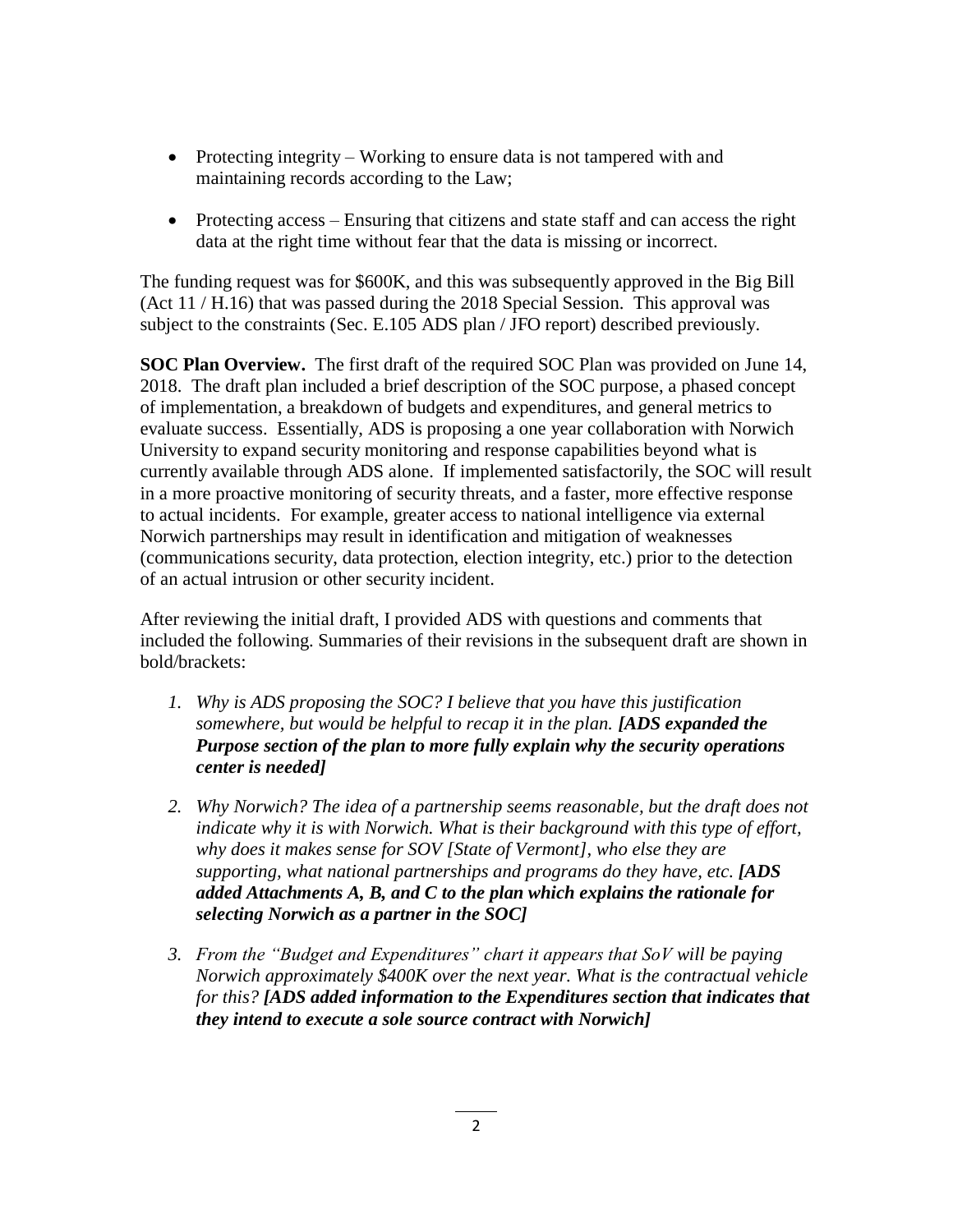- Protecting integrity – Working to ensure data is not tampered with and maintaining records according to the Law;

- Protecting access – Ensuring that citizens and state staff and can access the right data at the right time without fear that the data is missing or incorrect.

The funding request was for $600K, and this was subsequently approved in the Big Bill (Act 11 / H.16) that was passed during the 2018 Special Session. This approval was subject to the constraints (Sec. E.105 ADS plan / JFO report) described previously.

**SOC Plan Overview.** The first draft of the required SOC Plan was provided on June 14, 2018. The draft plan included a brief description of the SOC purpose, a phased concept of implementation, a breakdown of budgets and expenditures, and general metrics to evaluate success. Essentially, ADS is proposing a one year collaboration with Norwich University to expand security monitoring and response capabilities beyond what is currently available through ADS alone. If implemented satisfactorily, the SOC will result in a more proactive monitoring of security threats, and a faster, more effective response to actual incidents. For example, greater access to national intelligence via external Norwich partnerships may result in identification and mitigation of weaknesses (communications security, data protection, election integrity, etc.) prior to the detection of an actual intrusion or other security incident.

After reviewing the initial draft, I provided ADS with questions and comments that included the following. Summaries of their revisions in the subsequent draft are shown in bold/brackets:

1. *Why is ADS proposing the SOC? I believe that you have this justification somewhere, but would be helpful to recap it in the plan.* ***[ADS expanded the Purpose section of the plan to more fully explain why the security operations center is needed]***

2. *Why Norwich? The idea of a partnership seems reasonable, but the draft does not indicate why it is with Norwich. What is their background with this type of effort, why does it makes sense for SOV [State of Vermont], who else they are supporting, what national partnerships and programs do they have, etc.* ***[ADS added Attachments A, B, and C to the plan which explains the rationale for selecting Norwich as a partner in the SOC]***

3. *From the "Budget and Expenditures" chart it appears that SoV will be paying Norwich approximately $400K over the next year. What is the contractual vehicle for this?* ***[ADS added information to the Expenditures section that indicates that they intend to execute a sole source contract with Norwich]***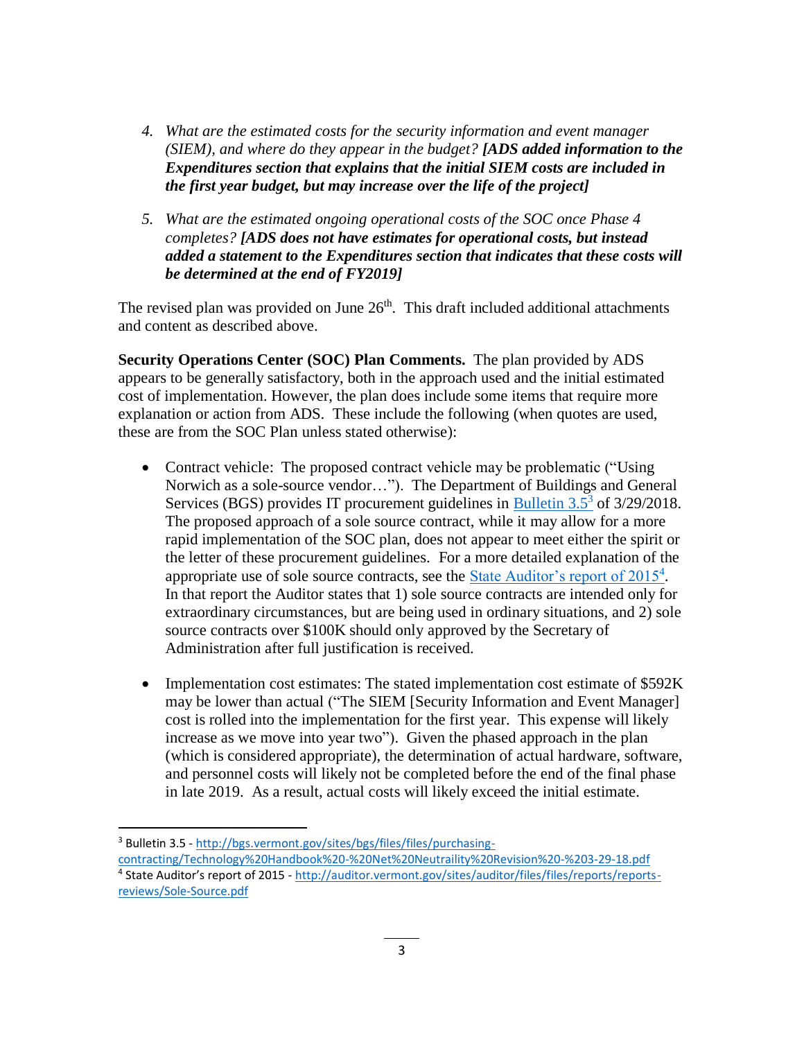4. *What are the estimated costs for the security information and event manager (SIEM), and where do they appear in the budget?* ***[ADS added information to the Expenditures section that explains that the initial SIEM costs are included in the first year budget, but may increase over the life of the project]***

5. *What are the estimated ongoing operational costs of the SOC once Phase 4 completes?* ***[ADS does not have estimates for operational costs, but instead added a statement to the Expenditures section that indicates that these costs will be determined at the end of FY2019]***

The revised plan was provided on June 26th. This draft included additional attachments and content as described above.

**Security Operations Center (SOC) Plan Comments.** The plan provided by ADS appears to be generally satisfactory, both in the approach used and the initial estimated cost of implementation. However, the plan does include some items that require more explanation or action from ADS. These include the following (when quotes are used, these are from the SOC Plan unless stated otherwise):

- Contract vehicle: The proposed contract vehicle may be problematic ("Using Norwich as a sole-source vendor…"). The Department of Buildings and General Services (BGS) provides IT procurement guidelines in Bulletin 3.5[3] of 3/29/2018. The proposed approach of a sole source contract, while it may allow for a more rapid implementation of the SOC plan, does not appear to meet either the spirit or the letter of these procurement guidelines. For a more detailed explanation of the appropriate use of sole source contracts, see the State Auditor's report of 2015[4]. In that report the Auditor states that 1) sole source contracts are intended only for extraordinary circumstances, but are being used in ordinary situations, and 2) sole source contracts over $100K should only approved by the Secretary of Administration after full justification is received.

- Implementation cost estimates: The stated implementation cost estimate of $592K may be lower than actual ("The SIEM [Security Information and Event Manager] cost is rolled into the implementation for the first year. This expense will likely increase as we move into year two"). Given the phased approach in the plan (which is considered appropriate), the determination of actual hardware, software, and personnel costs will likely not be completed before the end of the final phase in late 2019. As a result, actual costs will likely exceed the initial estimate.

---

[3] Bulletin 3.5 - http://bgs.vermont.gov/sites/bgs/files/files/purchasing-contracting/Technology%20Handbook%20-%20Net%20Neutraility%20Revision%20-%203-29-18.pdf

[4] State Auditor's report of 2015 - http://auditor.vermont.gov/sites/auditor/files/files/reports/reports-reviews/Sole-Source.pdf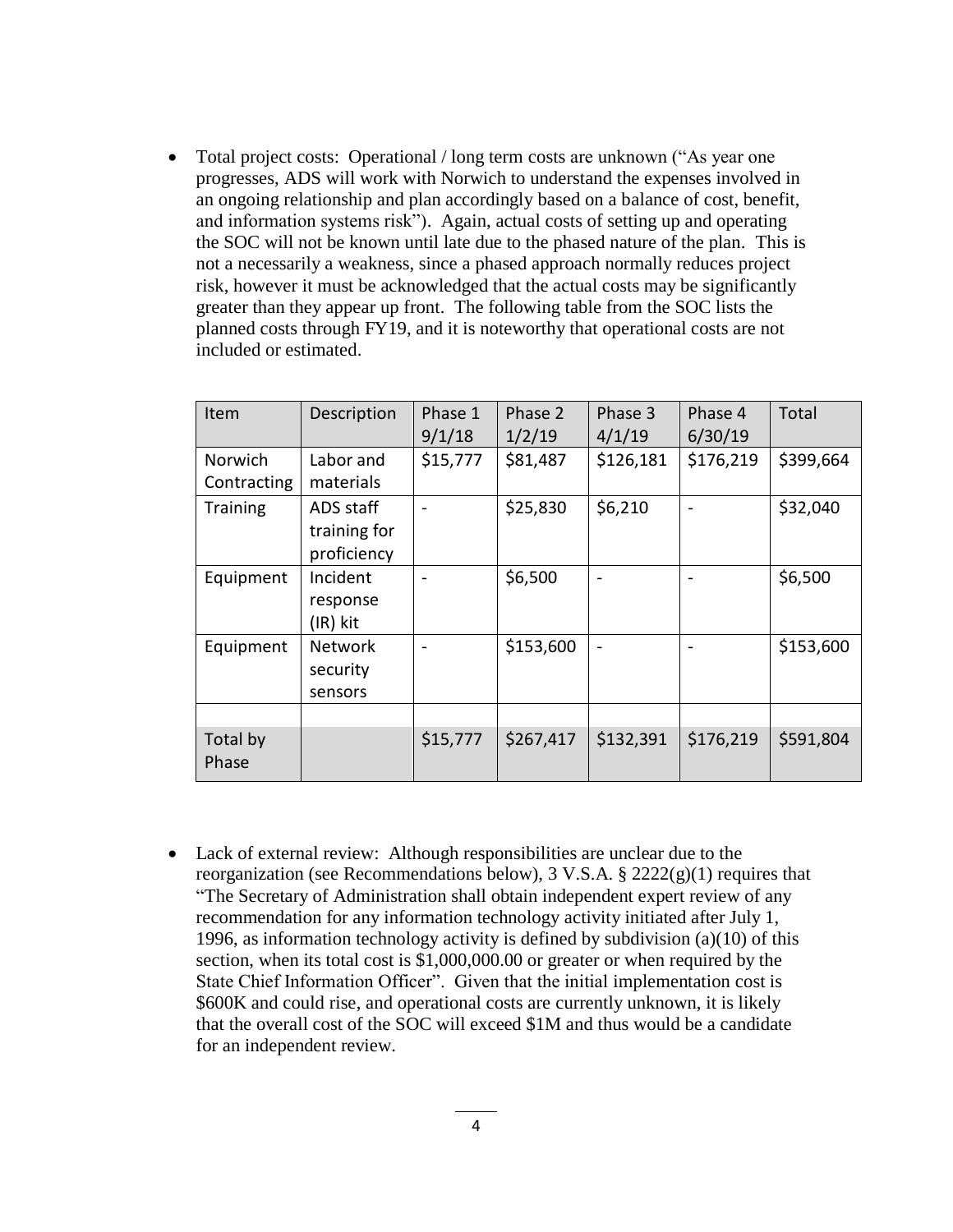- Total project costs: Operational / long term costs are unknown ("As year one progresses, ADS will work with Norwich to understand the expenses involved in an ongoing relationship and plan accordingly based on a balance of cost, benefit, and information systems risk"). Again, actual costs of setting up and operating the SOC will not be known until late due to the phased nature of the plan. This is not a necessarily a weakness, since a phased approach normally reduces project risk, however it must be acknowledged that the actual costs may be significantly greater than they appear up front. The following table from the SOC lists the planned costs through FY19, and it is noteworthy that operational costs are not included or estimated.

| Item | Description | Phase 1 9/1/18 | Phase 2 1/2/19 | Phase 3 4/1/19 | Phase 4 6/30/19 | Total |
|---|---|---|---|---|---|---|
| Norwich Contracting | Labor and materials | $15,777 | $81,487 | $126,181 | $176,219 | $399,664 |
| Training | ADS staff training for proficiency | - | $25,830 | $6,210 | - | $32,040 |
| Equipment | Incident response (IR) kit | - | $6,500 | - | - | $6,500 |
| Equipment | Network security sensors | - | $153,600 | - | - | $153,600 |
| | | | | | | |
| Total by Phase | | $15,777 | $267,417 | $132,391 | $176,219 | $591,804 |

- Lack of external review: Although responsibilities are unclear due to the reorganization (see Recommendations below), 3 V.S.A. § 2222(g)(1) requires that "The Secretary of Administration shall obtain independent expert review of any recommendation for any information technology activity initiated after July 1, 1996, as information technology activity is defined by subdivision (a)(10) of this section, when its total cost is $1,000,000.00 or greater or when required by the State Chief Information Officer". Given that the initial implementation cost is $600K and could rise, and operational costs are currently unknown, it is likely that the overall cost of the SOC will exceed $1M and thus would be a candidate for an independent review.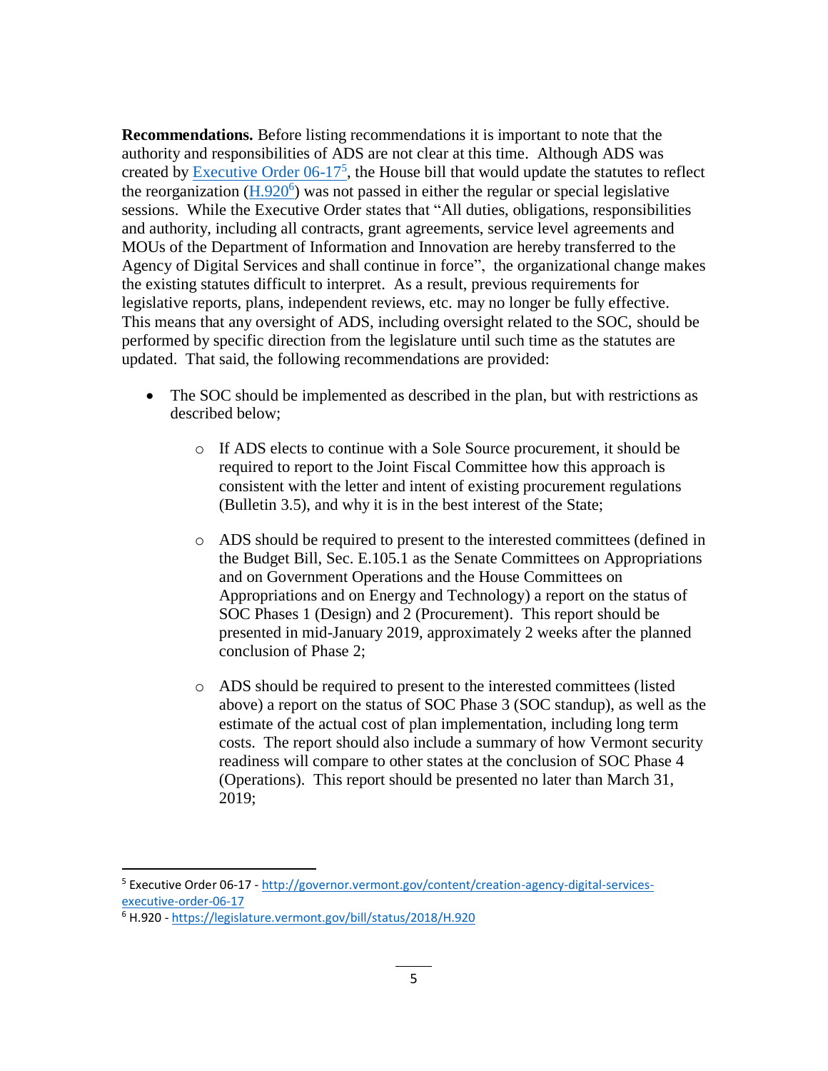**Recommendations.** Before listing recommendations it is important to note that the authority and responsibilities of ADS are not clear at this time. Although ADS was created by Executive Order 06-17[5], the House bill that would update the statutes to reflect the reorganization (H.920[6]) was not passed in either the regular or special legislative sessions. While the Executive Order states that "All duties, obligations, responsibilities and authority, including all contracts, grant agreements, service level agreements and MOUs of the Department of Information and Innovation are hereby transferred to the Agency of Digital Services and shall continue in force", the organizational change makes the existing statutes difficult to interpret. As a result, previous requirements for legislative reports, plans, independent reviews, etc. may no longer be fully effective. This means that any oversight of ADS, including oversight related to the SOC, should be performed by specific direction from the legislature until such time as the statutes are updated. That said, the following recommendations are provided:

- The SOC should be implemented as described in the plan, but with restrictions as described below;
  - If ADS elects to continue with a Sole Source procurement, it should be required to report to the Joint Fiscal Committee how this approach is consistent with the letter and intent of existing procurement regulations (Bulletin 3.5), and why it is in the best interest of the State;
  - ADS should be required to present to the interested committees (defined in the Budget Bill, Sec. E.105.1 as the Senate Committees on Appropriations and on Government Operations and the House Committees on Appropriations and on Energy and Technology) a report on the status of SOC Phases 1 (Design) and 2 (Procurement). This report should be presented in mid-January 2019, approximately 2 weeks after the planned conclusion of Phase 2;
  - ADS should be required to present to the interested committees (listed above) a report on the status of SOC Phase 3 (SOC standup), as well as the estimate of the actual cost of plan implementation, including long term costs. The report should also include a summary of how Vermont security readiness will compare to other states at the conclusion of SOC Phase 4 (Operations). This report should be presented no later than March 31, 2019;

---

[5] Executive Order 06-17 - http://governor.vermont.gov/content/creation-agency-digital-services-executive-order-06-17

[6] H.920 - https://legislature.vermont.gov/bill/status/2018/H.920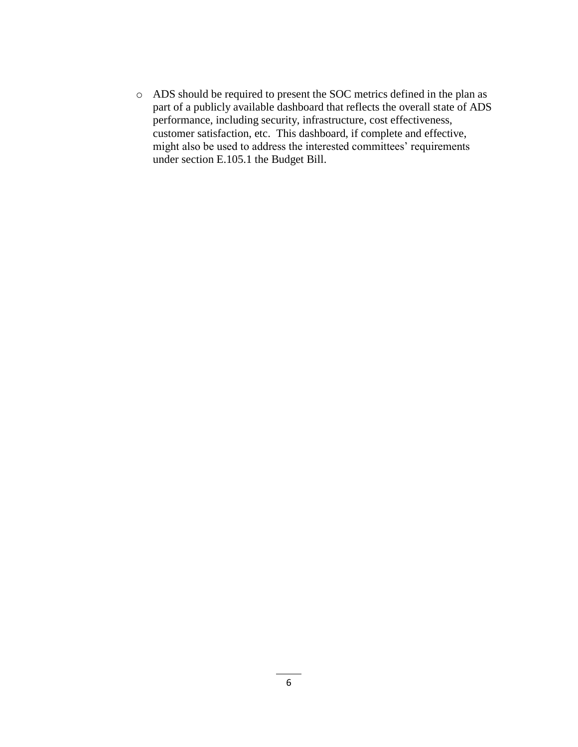- ADS should be required to present the SOC metrics defined in the plan as part of a publicly available dashboard that reflects the overall state of ADS performance, including security, infrastructure, cost effectiveness, customer satisfaction, etc. This dashboard, if complete and effective, might also be used to address the interested committees' requirements under section E.105.1 the Budget Bill.